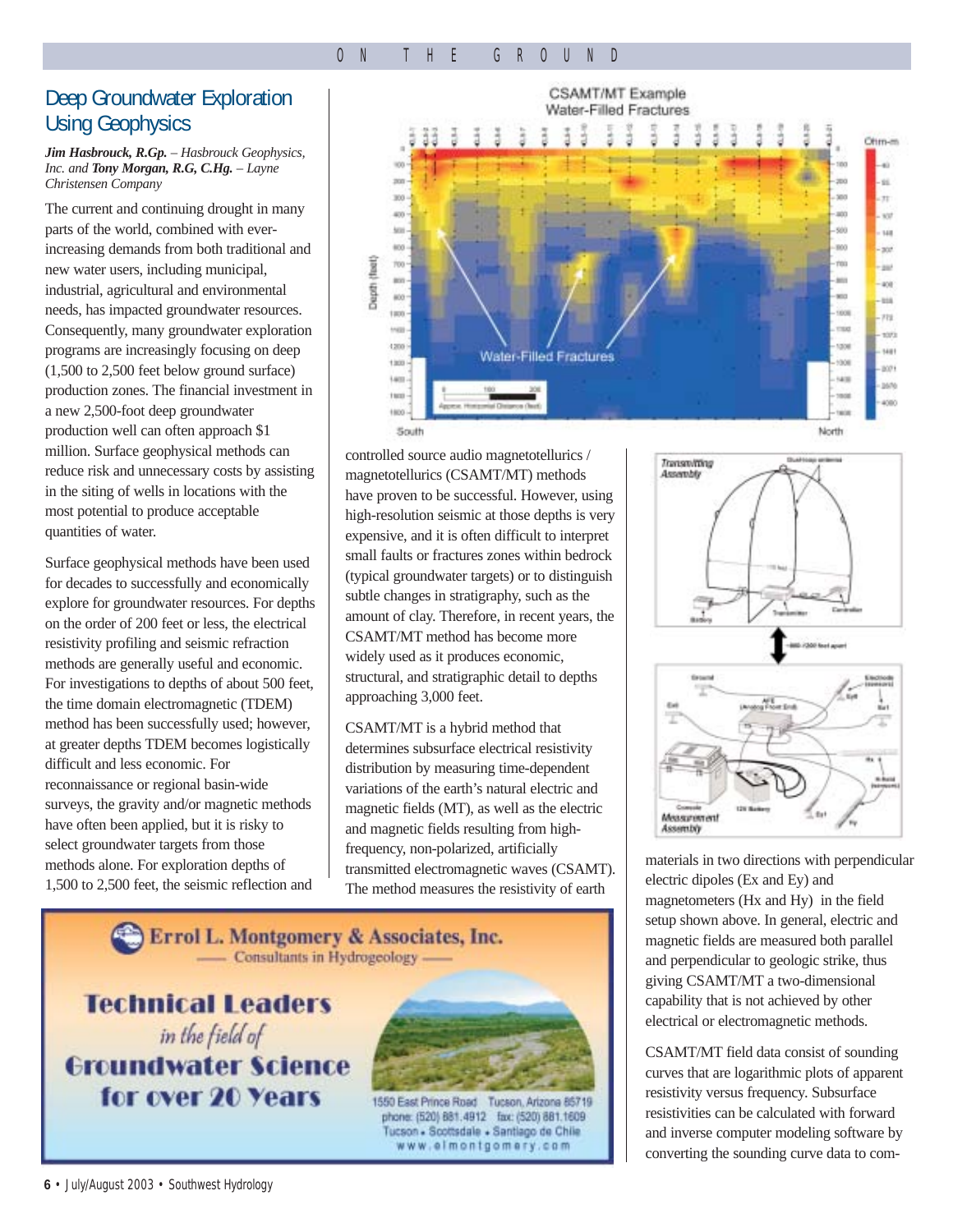# Deep Groundwater Exploration Using Geophysics

***Jim Hasbrouck, R.Gp.** – Hasbrouck Geophysics, Inc. and **Tony Morgan, R.G, C.Hg.** – Layne Christensen Company*

The current and continuing drought in many parts of the world, combined with ever-increasing demands from both traditional and new water users, including municipal, industrial, agricultural and environmental needs, has impacted groundwater resources. Consequently, many groundwater exploration programs are increasingly focusing on deep (1,500 to 2,500 feet below ground surface) production zones. The financial investment in a new 2,500-foot deep groundwater production well can often approach $1 million. Surface geophysical methods can reduce risk and unnecessary costs by assisting in the siting of wells in locations with the most potential to produce acceptable quantities of water.

Surface geophysical methods have been used for decades to successfully and economically explore for groundwater resources. For depths on the order of 200 feet or less, the electrical resistivity profiling and seismic refraction methods are generally useful and economic. For investigations to depths of about 500 feet, the time domain electromagnetic (TDEM) method has been successfully used; however, at greater depths TDEM becomes logistically difficult and less economic. For reconnaissance or regional basin-wide surveys, the gravity and/or magnetic methods have often been applied, but it is risky to select groundwater targets from those methods alone. For exploration depths of 1,500 to 2,500 feet, the seismic reflection and controlled source audio magnetotellurics / magnetotellurics (CSAMT/MT) methods have proven to be successful. However, using high-resolution seismic at those depths is very expensive, and it is often difficult to interpret small faults or fractures zones within bedrock (typical groundwater targets) or to distinguish subtle changes in stratigraphy, such as the amount of clay. Therefore, in recent years, the CSAMT/MT method has become more widely used as it produces economic, structural, and stratigraphic detail to depths approaching 3,000 feet.

CSAMT/MT is a hybrid method that determines subsurface electrical resistivity distribution by measuring time-dependent variations of the earth's natural electric and magnetic fields (MT), as well as the electric and magnetic fields resulting from high-frequency, non-polarized, artificially transmitted electromagnetic waves (CSAMT). The method measures the resistivity of earth materials in two directions with perpendicular electric dipoles (Ex and Ey) and magnetometers (Hx and Hy) in the field setup shown above. In general, electric and magnetic fields are measured both parallel and perpendicular to geologic strike, thus giving CSAMT/MT a two-dimensional capability that is not achieved by other electrical or electromagnetic methods.

CSAMT/MT field data consist of sounding curves that are logarithmic plots of apparent resistivity versus frequency. Subsurface resistivities can be calculated with forward and inverse computer modeling software by converting the sounding curve data to com-

CSAMT/MT Example
Water-Filled Fractures

**Errol L. Montgomery & Associates, Inc.**
Consultants in Hydrogeology

**Technical Leaders** *in the field of* **Groundwater Science for over 20 Years**

1550 East Prince Road Tucson, Arizona 85719
phone: (520) 881.4912 fax: (520) 881.1609
Tucson • Scottsdale • Santiago de Chile
www.elmontgomery.com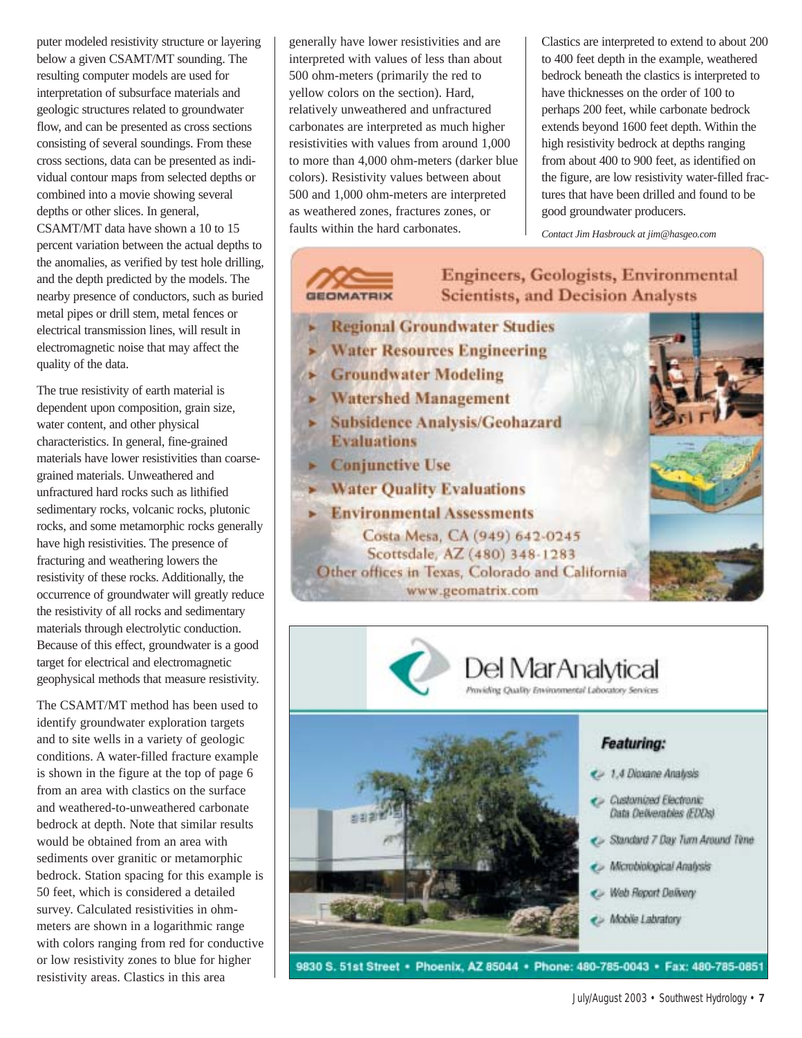puter modeled resistivity structure or layering below a given CSAMT/MT sounding. The resulting computer models are used for interpretation of subsurface materials and geologic structures related to groundwater flow, and can be presented as cross sections consisting of several soundings. From these cross sections, data can be presented as individual contour maps from selected depths or combined into a movie showing several depths or other slices. In general, CSAMT/MT data have shown a 10 to 15 percent variation between the actual depths to the anomalies, as verified by test hole drilling, and the depth predicted by the models. The nearby presence of conductors, such as buried metal pipes or drill stem, metal fences or electrical transmission lines, will result in electromagnetic noise that may affect the quality of the data.

The true resistivity of earth material is dependent upon composition, grain size, water content, and other physical characteristics. In general, fine-grained materials have lower resistivities than coarse-grained materials. Unweathered and unfractured hard rocks such as lithified sedimentary rocks, volcanic rocks, plutonic rocks, and some metamorphic rocks generally have high resistivities. The presence of fracturing and weathering lowers the resistivity of these rocks. Additionally, the occurrence of groundwater will greatly reduce the resistivity of all rocks and sedimentary materials through electrolytic conduction. Because of this effect, groundwater is a good target for electrical and electromagnetic geophysical methods that measure resistivity.

The CSAMT/MT method has been used to identify groundwater exploration targets and to site wells in a variety of geologic conditions. A water-filled fracture example is shown in the figure at the top of page 6 from an area with clastics on the surface and weathered-to-unweathered carbonate bedrock at depth. Note that similar results would be obtained from an area with sediments over granitic or metamorphic bedrock. Station spacing for this example is 50 feet, which is considered a detailed survey. Calculated resistivities in ohm-meters are shown in a logarithmic range with colors ranging from red for conductive or low resistivity zones to blue for higher resistivity areas. Clastics in this area generally have lower resistivities and are interpreted with values of less than about 500 ohm-meters (primarily the red to yellow colors on the section). Hard, relatively unweathered and unfractured carbonates are interpreted as much higher resistivities with values from around 1,000 to more than 4,000 ohm-meters (darker blue colors). Resistivity values between about 500 and 1,000 ohm-meters are interpreted as weathered zones, fractures zones, or faults within the hard carbonates.

Clastics are interpreted to extend to about 200 to 400 feet depth in the example, weathered bedrock beneath the clastics is interpreted to have thicknesses on the order of 100 to perhaps 200 feet, while carbonate bedrock extends beyond 1600 feet depth. Within the high resistivity bedrock at depths ranging from about 400 to 900 feet, as identified on the figure, are low resistivity water-filled fractures that have been drilled and found to be good groundwater producers.

*Contact Jim Hasbrouck at jim@hasgeo.com*

GEOMATRIX

**Engineers, Geologists, Environmental Scientists, and Decision Analysts**

- Regional Groundwater Studies
- Water Resources Engineering
- Groundwater Modeling
- Watershed Management
- Subsidence Analysis/Geohazard Evaluations
- Conjunctive Use
- Water Quality Evaluations
- Environmental Assessments

Costa Mesa, CA (949) 642-0245
Scottsdale, AZ (480) 348-1283
Other offices in Texas, Colorado and California
www.geomatrix.com

Del Mar Analytical
*Providing Quality Environmental Laboratory Services*

***Featuring:***

- 1,4 Dioxane Analysis
- Customized Electronic Data Deliverables (EDDs)
- Standard 7 Day Turn Around Time
- Microbiological Analysis
- Web Report Delivery
- Mobile Labratory

**9830 S. 51st Street • Phoenix, AZ 85044 • Phone: 480-785-0043 • Fax: 480-785-0851**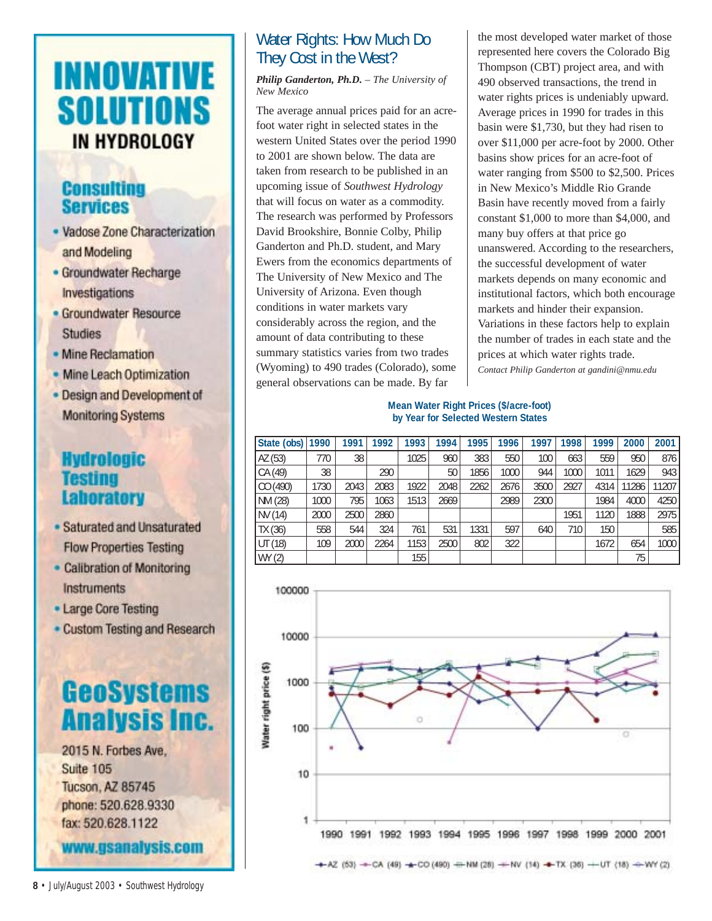# INNOVATIVE SOLUTIONS IN HYDROLOGY

## Consulting Services

- Vadose Zone Characterization and Modeling
- Groundwater Recharge Investigations
- Groundwater Resource Studies
- Mine Reclamation
- Mine Leach Optimization
- Design and Development of Monitoring Systems

## Hydrologic Testing Laboratory

- Saturated and Unsaturated Flow Properties Testing
- Calibration of Monitoring Instruments
- Large Core Testing
- Custom Testing and Research

## GeoSystems Analysis Inc.

2015 N. Forbes Ave,
Suite 105
Tucson, AZ 85745
phone: 520.628.9330
fax: 520.628.1122

**www.gsanalysis.com**

# Water Rights: How Much Do They Cost in the West?

***Philip Ganderton, Ph.D.*** *– The University of New Mexico*

The average annual prices paid for an acre-foot water right in selected states in the western United States over the period 1990 to 2001 are shown below. The data are taken from research to be published in an upcoming issue of *Southwest Hydrology* that will focus on water as a commodity. The research was performed by Professors David Brookshire, Bonnie Colby, Philip Ganderton and Ph.D. student, and Mary Ewers from the economics departments of The University of New Mexico and The University of Arizona. Even though conditions in water markets vary considerably across the region, and the amount of data contributing to these summary statistics varies from two trades (Wyoming) to 490 trades (Colorado), some general observations can be made. By far the most developed water market of those represented here covers the Colorado Big Thompson (CBT) project area, and with 490 observed transactions, the trend in water rights prices is undeniably upward. Average prices in 1990 for trades in this basin were $1,730, but they had risen to over $11,000 per acre-foot by 2000. Other basins show prices for an acre-foot of water ranging from $500 to $2,500. Prices in New Mexico's Middle Rio Grande Basin have recently moved from a fairly constant $1,000 to more than $4,000, and many buy offers at that price go unanswered. According to the researchers, the successful development of water markets depends on many economic and institutional factors, which both encourage markets and hinder their expansion. Variations in these factors help to explain the number of trades in each state and the prices at which water rights trade.

*Contact Philip Ganderton at gandini@nmu.edu*

**Mean Water Right Prices ($/acre-foot) by Year for Selected Western States**

| State (obs) | 1990 | 1991 | 1992 | 1993 | 1994 | 1995 | 1996 | 1997 | 1998 | 1999 | 2000 | 2001 |
|---|---|---|---|---|---|---|---|---|---|---|---|---|
| AZ (53) | 770 | 38 | | 1025 | 960 | 383 | 550 | 100 | 663 | 559 | 950 | 876 |
| CA (49) | 38 | | 290 | | 50 | 1856 | 1000 | 944 | 1000 | 1011 | 1629 | 943 |
| CO (490) | 1730 | 2043 | 2083 | 1922 | 2048 | 2262 | 2676 | 3500 | 2927 | 4314 | 11286 | 11207 |
| NM (28) | 1000 | 795 | 1063 | 1513 | 2669 | | 2989 | 2300 | | 1984 | 4000 | 4250 |
| NV (14) | 2000 | 2500 | 2860 | | | | | | 1951 | 1120 | 1888 | 2975 |
| TX (36) | 558 | 544 | 324 | 761 | 531 | 1331 | 597 | 640 | 710 | 150 | | 585 |
| UT (18) | 109 | 2000 | 2264 | 1153 | 2500 | 802 | 322 | | | 1672 | 654 | 1000 |
| WY (2) | | | | 155 | | | | | | | 75 | |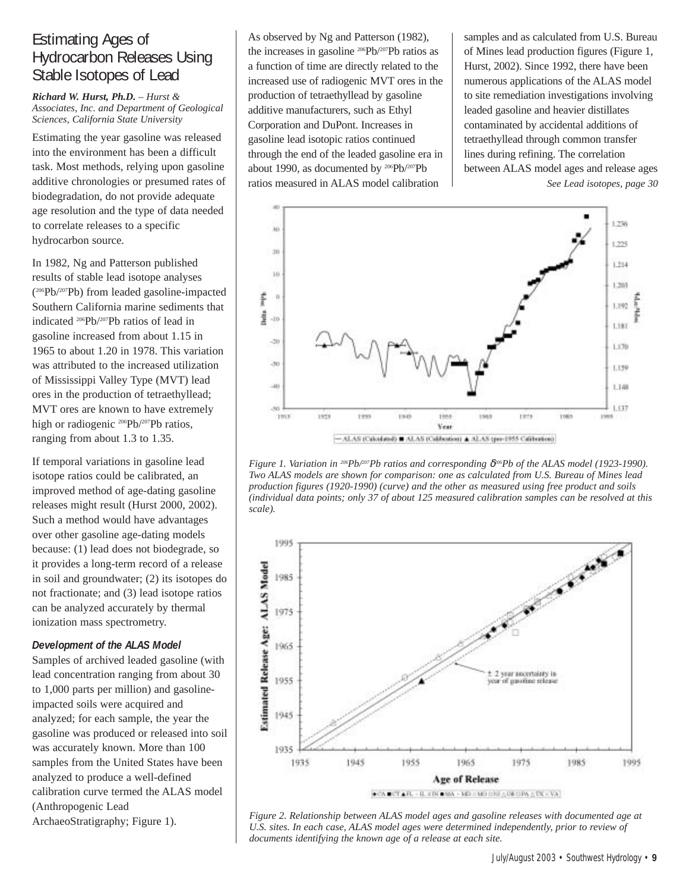# Estimating Ages of Hydrocarbon Releases Using Stable Isotopes of Lead

***Richard W. Hurst, Ph.D.** – Hurst & Associates, Inc. and Department of Geological Sciences, California State University*

Estimating the year gasoline was released into the environment has been a difficult task. Most methods, relying upon gasoline additive chronologies or presumed rates of biodegradation, do not provide adequate age resolution and the type of data needed to correlate releases to a specific hydrocarbon source.

In 1982, Ng and Patterson published results of stable lead isotope analyses ($^{206}Pb/^{207}Pb$) from leaded gasoline-impacted Southern California marine sediments that indicated $^{206}Pb/^{207}Pb$ ratios of lead in gasoline increased from about 1.15 in 1965 to about 1.20 in 1978. This variation was attributed to the increased utilization of Mississippi Valley Type (MVT) lead ores in the production of tetraethyllead; MVT ores are known to have extremely high or radiogenic $^{206}Pb/^{207}Pb$ ratios, ranging from about 1.3 to 1.35.

If temporal variations in gasoline lead isotope ratios could be calibrated, an improved method of age-dating gasoline releases might result (Hurst 2000, 2002). Such a method would have advantages over other gasoline age-dating models because: (1) lead does not biodegrade, so it provides a long-term record of a release in soil and groundwater; (2) its isotopes do not fractionate; and (3) lead isotope ratios can be analyzed accurately by thermal ionization mass spectrometry.

### *Development of the ALAS Model*

Samples of archived leaded gasoline (with lead concentration ranging from about 30 to 1,000 parts per million) and gasoline-impacted soils were acquired and analyzed; for each sample, the year the gasoline was produced or released into soil was accurately known. More than 100 samples from the United States have been analyzed to produce a well-defined calibration curve termed the ALAS model (Anthropogenic Lead ArchaeoStratigraphy; Figure 1).

As observed by Ng and Patterson (1982), the increases in gasoline $^{206}Pb/^{207}Pb$ ratios as a function of time are directly related to the increased use of radiogenic MVT ores in the production of tetraethyllead by gasoline additive manufacturers, such as Ethyl Corporation and DuPont. Increases in gasoline lead isotopic ratios continued through the end of the leaded gasoline era in about 1990, as documented by $^{206}Pb/^{207}Pb$ ratios measured in ALAS model calibration samples and as calculated from U.S. Bureau of Mines lead production figures (Figure 1, Hurst, 2002). Since 1992, there have been numerous applications of the ALAS model to site remediation investigations involving leaded gasoline and heavier distillates contaminated by accidental additions of tetraethyllead through common transfer lines during refining. The correlation between ALAS model ages and release ages

*See Lead isotopes, page 30*

*Figure 1. Variation in $^{206}Pb/^{207}Pb$ ratios and corresponding $\delta^{206}Pb$ of the ALAS model (1923-1990). Two ALAS models are shown for comparison: one as calculated from U.S. Bureau of Mines lead production figures (1920-1990) (curve) and the other as measured using free product and soils (individual data points; only 37 of about 125 measured calibration samples can be resolved at this scale).*

*Figure 2. Relationship between ALAS model ages and gasoline releases with documented age at U.S. sites. In each case, ALAS model ages were determined independently, prior to review of documents identifying the known age of a release at each site.*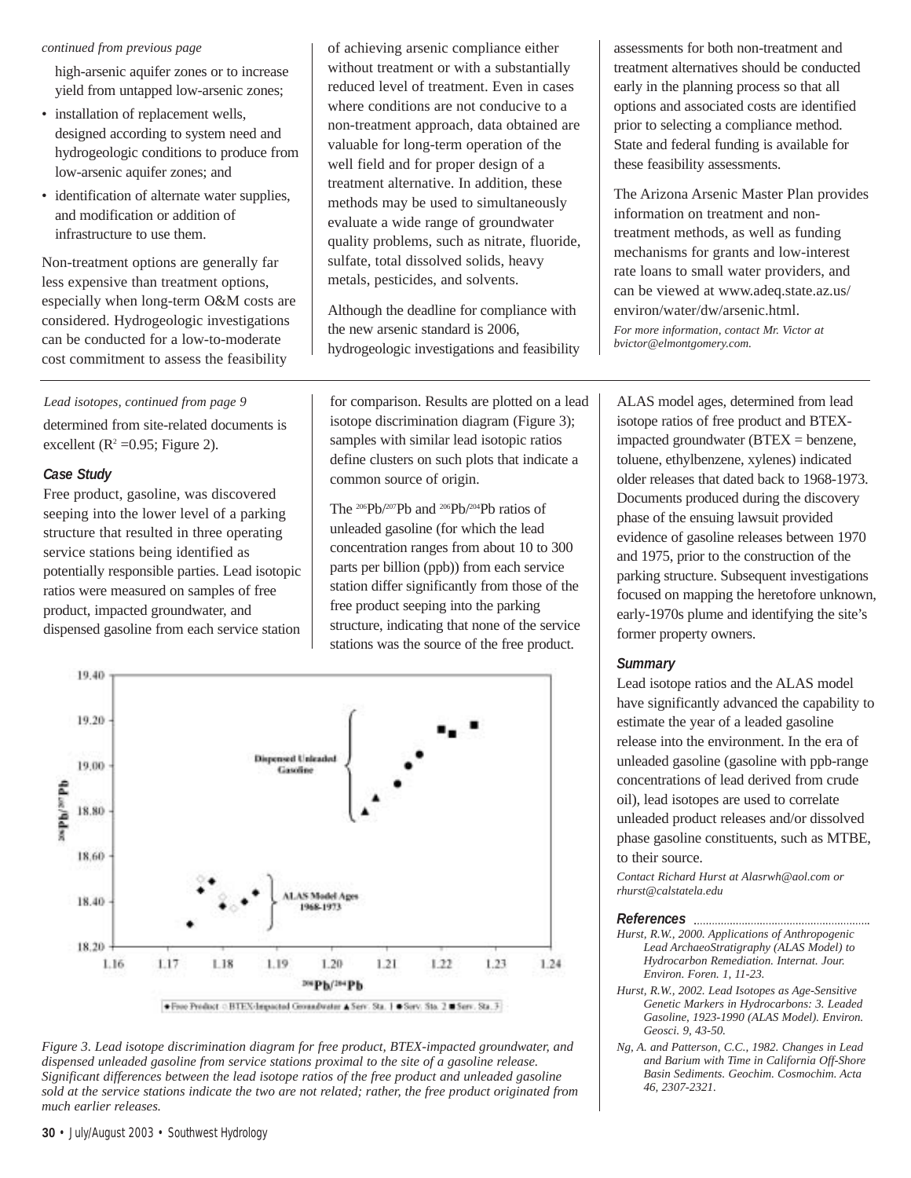*continued from previous page*

high-arsenic aquifer zones or to increase yield from untapped low-arsenic zones;

- installation of replacement wells, designed according to system need and hydrogeologic conditions to produce from low-arsenic aquifer zones; and
- identification of alternate water supplies, and modification or addition of infrastructure to use them.

Non-treatment options are generally far less expensive than treatment options, especially when long-term O&M costs are considered. Hydrogeologic investigations can be conducted for a low-to-moderate cost commitment to assess the feasibility of achieving arsenic compliance either without treatment or with a substantially reduced level of treatment. Even in cases where conditions are not conducive to a non-treatment approach, data obtained are valuable for long-term operation of the well field and for proper design of a treatment alternative. In addition, these methods may be used to simultaneously evaluate a wide range of groundwater quality problems, such as nitrate, fluoride, sulfate, total dissolved solids, heavy metals, pesticides, and solvents.

Although the deadline for compliance with the new arsenic standard is 2006, hydrogeologic investigations and feasibility assessments for both non-treatment and treatment alternatives should be conducted early in the planning process so that all options and associated costs are identified prior to selecting a compliance method. State and federal funding is available for these feasibility assessments.

The Arizona Arsenic Master Plan provides information on treatment and non-treatment methods, as well as funding mechanisms for grants and low-interest rate loans to small water providers, and can be viewed at www.adeq.state.az.us/environ/water/dw/arsenic.html.

*For more information, contact Mr. Victor at bvictor@elmontgomery.com.*

---

*Lead isotopes, continued from page 9*

determined from site-related documents is excellent ($R^2$ =0.95; Figure 2).

### Case Study

Free product, gasoline, was discovered seeping into the lower level of a parking structure that resulted in three operating service stations being identified as potentially responsible parties. Lead isotopic ratios were measured on samples of free product, impacted groundwater, and dispensed gasoline from each service station for comparison. Results are plotted on a lead isotope discrimination diagram (Figure 3); samples with similar lead isotopic ratios define clusters on such plots that indicate a common source of origin.

The $^{206}Pb/^{207}Pb$ and $^{206}Pb/^{204}Pb$ ratios of unleaded gasoline (for which the lead concentration ranges from about 10 to 300 parts per billion (ppb)) from each service station differ significantly from those of the free product seeping into the parking structure, indicating that none of the service stations was the source of the free product.

19.40
19.20
19.00
18.80
18.60
18.40
18.20
1.16 1.17 1.18 1.19 1.20 1.21 1.22 1.23 1.24
$^{206}Pb/^{207}Pb$
$^{206}Pb/^{204}Pb$
Dispensed Unleaded Gasoline
ALAS Model Ages 1968-1973
◆ Free Product ◇ BTEX-Impacted Groundwater ▲ Serv. Sta. 1 ● Serv. Sta. 2 ■ Serv. Sta. 3

*Figure 3. Lead isotope discrimination diagram for free product, BTEX-impacted groundwater, and dispensed unleaded gasoline from service stations proximal to the site of a gasoline release. Significant differences between the lead isotope ratios of the free product and unleaded gasoline sold at the service stations indicate the two are not related; rather, the free product originated from much earlier releases.*

ALAS model ages, determined from lead isotope ratios of free product and BTEX-impacted groundwater (BTEX = benzene, toluene, ethylbenzene, xylenes) indicated older releases that dated back to 1968-1973. Documents produced during the discovery phase of the ensuing lawsuit provided evidence of gasoline releases between 1970 and 1975, prior to the construction of the parking structure. Subsequent investigations focused on mapping the heretofore unknown, early-1970s plume and identifying the site's former property owners.

### Summary

Lead isotope ratios and the ALAS model have significantly advanced the capability to estimate the year of a leaded gasoline release into the environment. In the era of unleaded gasoline (gasoline with ppb-range concentrations of lead derived from crude oil), lead isotopes are used to correlate unleaded product releases and/or dissolved phase gasoline constituents, such as MTBE, to their source.

*Contact Richard Hurst at Alasrwh@aol.com or rhurst@calstatela.edu*

### References

*Hurst, R.W., 2000. Applications of Anthropogenic Lead ArchaeoStratigraphy (ALAS Model) to Hydrocarbon Remediation. Internat. Jour. Environ. Foren. 1, 11-23.*

*Hurst, R.W., 2002. Lead Isotopes as Age-Sensitive Genetic Markers in Hydrocarbons: 3. Leaded Gasoline, 1923-1990 (ALAS Model). Environ. Geosci. 9, 43-50.*

*Ng, A. and Patterson, C.C., 1982. Changes in Lead and Barium with Time in California Off-Shore Basin Sediments. Geochim. Cosmochim. Acta 46, 2307-2321.*